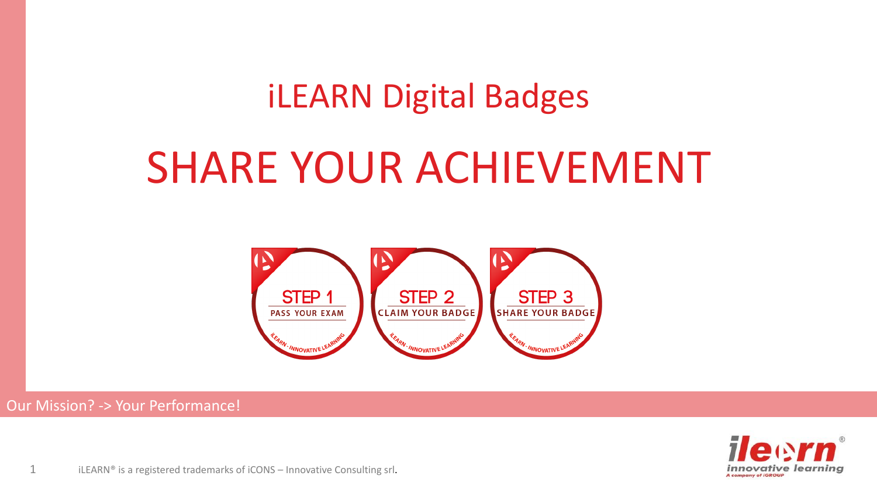# iLEARN Digital Badges

# SHARE YOUR ACHIEVEMENT

STEP 1
PASS YOUR EXAM

STEP 2
CLAIM YOUR BADGE

STEP 3
SHARE YOUR BADGE

Our Mission? -> Your Performance!

iLEARN® is a registered trademarks of iCONS – Innovative Consulting srl.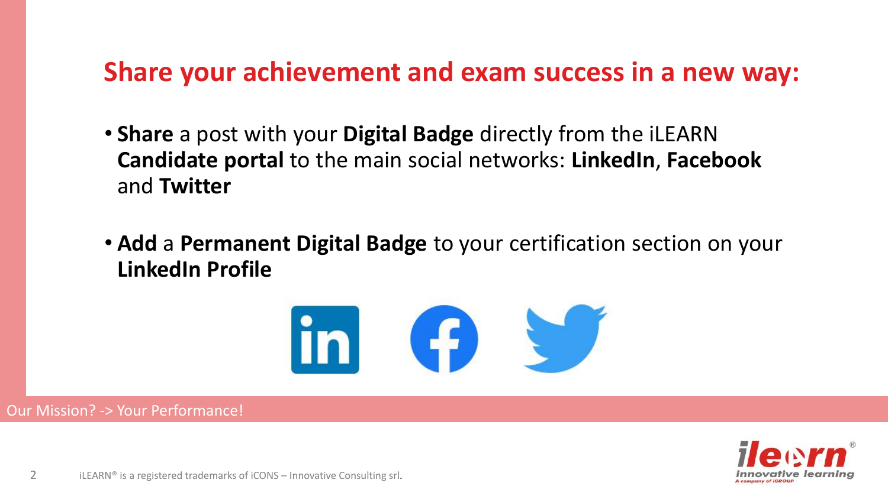## Share your achievement and exam success in a new way:

- **Share** a post with your **Digital Badge** directly from the iLEARN **Candidate portal** to the main social networks: **LinkedIn**, **Facebook** and **Twitter**

- **Add** a **Permanent Digital Badge** to your certification section on your **LinkedIn Profile**

Our Mission? -> Your Performance!

iLEARN® is a registered trademarks of iCONS – Innovative Consulting srl.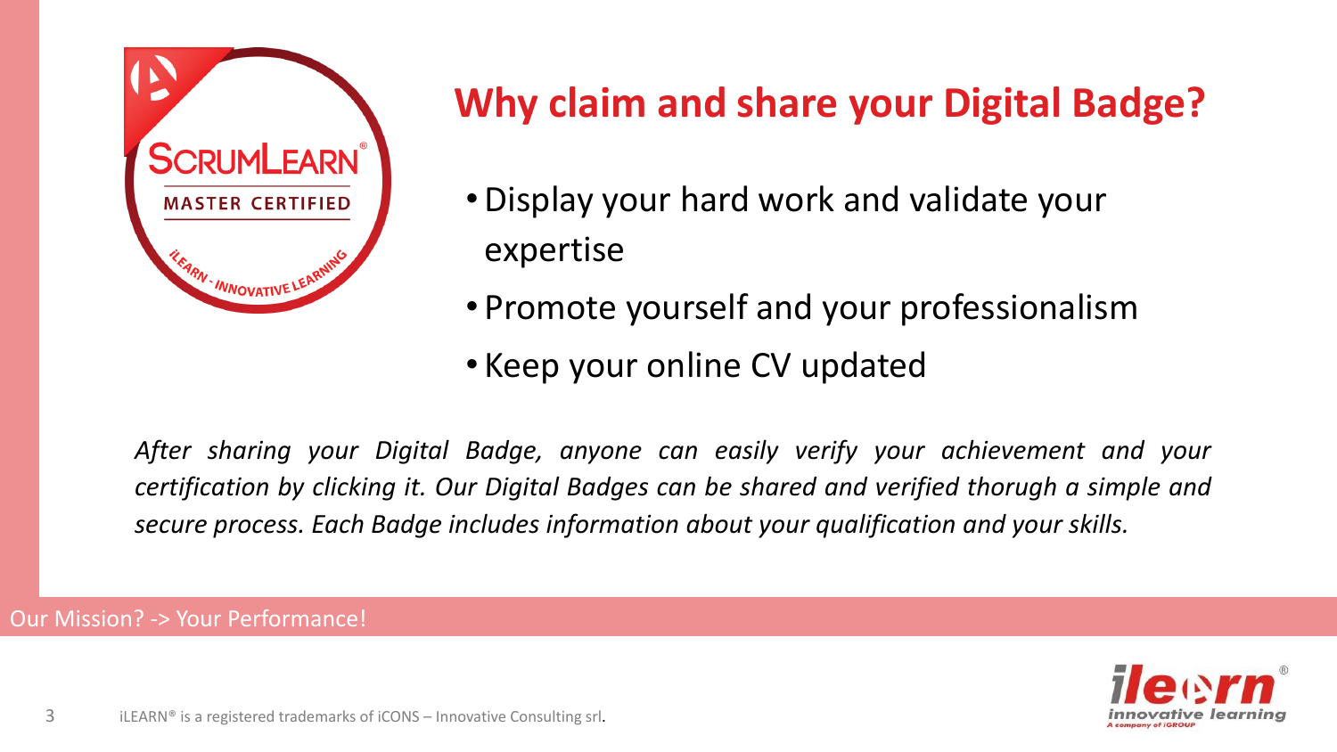## Why claim and share your Digital Badge?

- Display your hard work and validate your expertise
- Promote yourself and your professionalism
- Keep your online CV updated

*After sharing your Digital Badge, anyone can easily verify your achievement and your certification by clicking it. Our Digital Badges can be shared and verified thorugh a simple and secure process. Each Badge includes information about your qualification and your skills.*

Our Mission? -> Your Performance!

iLEARN® is a registered trademarks of iCONS – Innovative Consulting srl.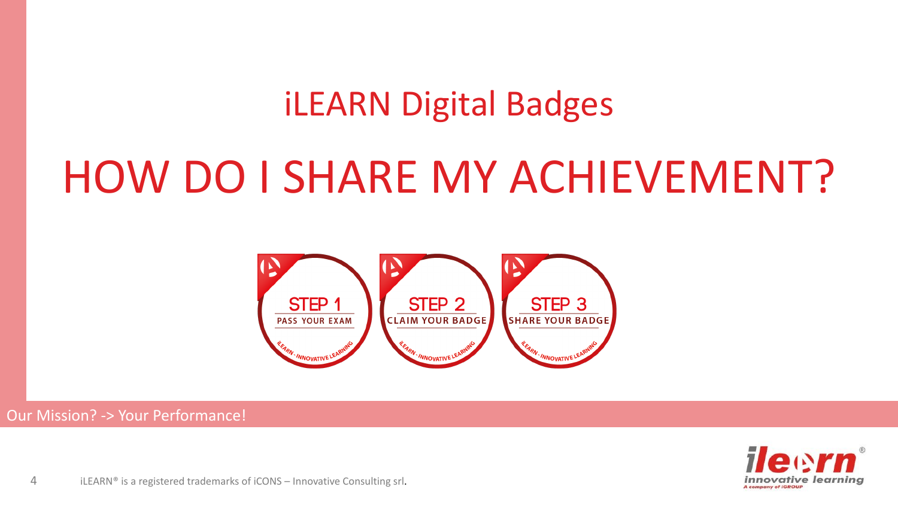## iLEARN Digital Badges

# HOW DO I SHARE MY ACHIEVEMENT?

STEP 1
PASS YOUR EXAM

STEP 2
CLAIM YOUR BADGE

STEP 3
SHARE YOUR BADGE

Our Mission? -> Your Performance!

iLEARN® is a registered trademarks of iCONS – Innovative Consulting srl.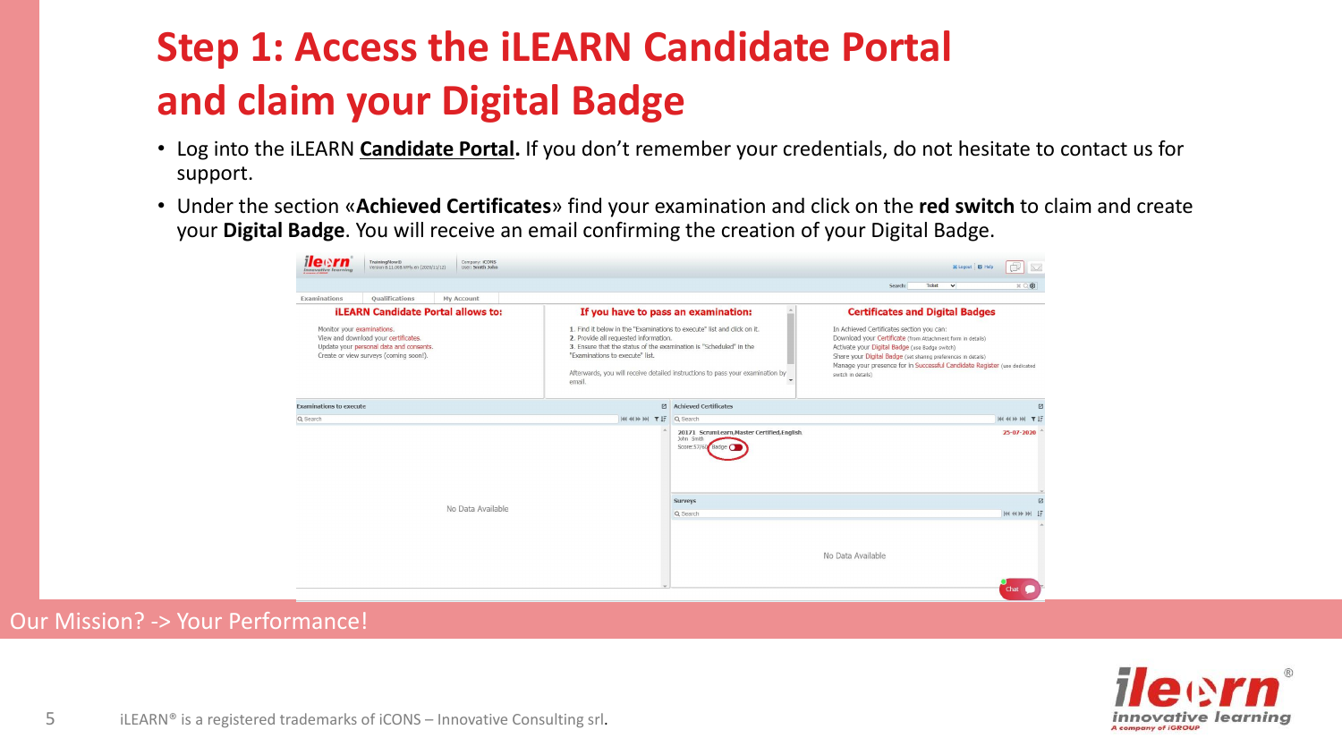# Step 1: Access the iLEARN Candidate Portal and claim your Digital Badge

- Log into the iLEARN **Candidate Portal.** If you don't remember your credentials, do not hesitate to contact us for support.
- Under the section «**Achieved Certificates**» find your examination and click on the **red switch** to claim and create your **Digital Badge**. You will receive an email confirming the creation of your Digital Badge.

Our Mission? -> Your Performance!

iLEARN® is a registered trademarks of iCONS – Innovative Consulting srl.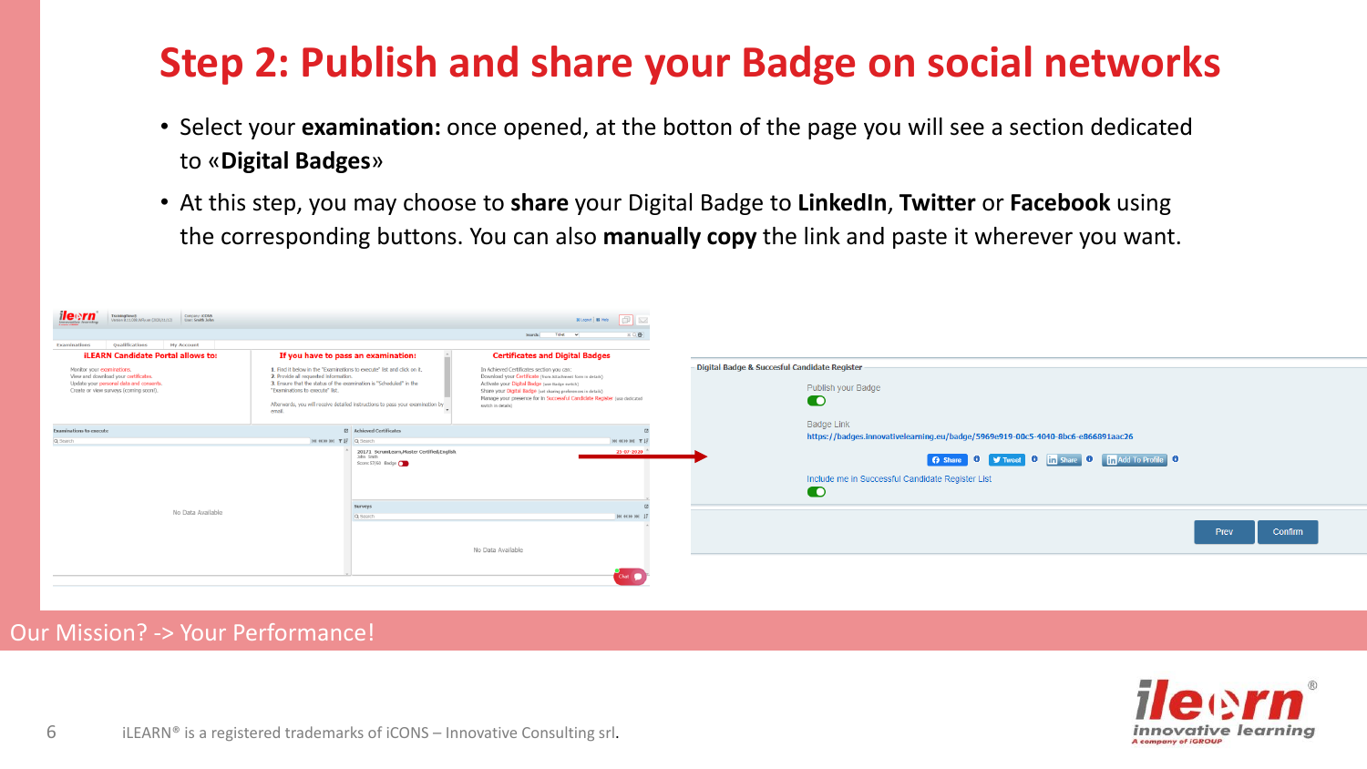# Step 2: Publish and share your Badge on social networks

- Select your **examination:** once opened, at the botton of the page you will see a section dedicated to «**Digital Badges**»
- At this step, you may choose to **share** your Digital Badge to **LinkedIn**, **Twitter** or **Facebook** using the corresponding buttons. You can also **manually copy** the link and paste it wherever you want.

Digital Badge & Succesful Candidate Register

Publish your Badge

Badge Link

https://badges.innovativelearning.eu/badge/5969e919-00c5-4040-8bc6-e866891aac26

Share | Tweet | Share | Add To Profile

Include me in Successful Candidate Register List

Prev | Confirm

Our Mission? -> Your Performance!

iLEARN® is a registered trademarks of iCONS – Innovative Consulting srl.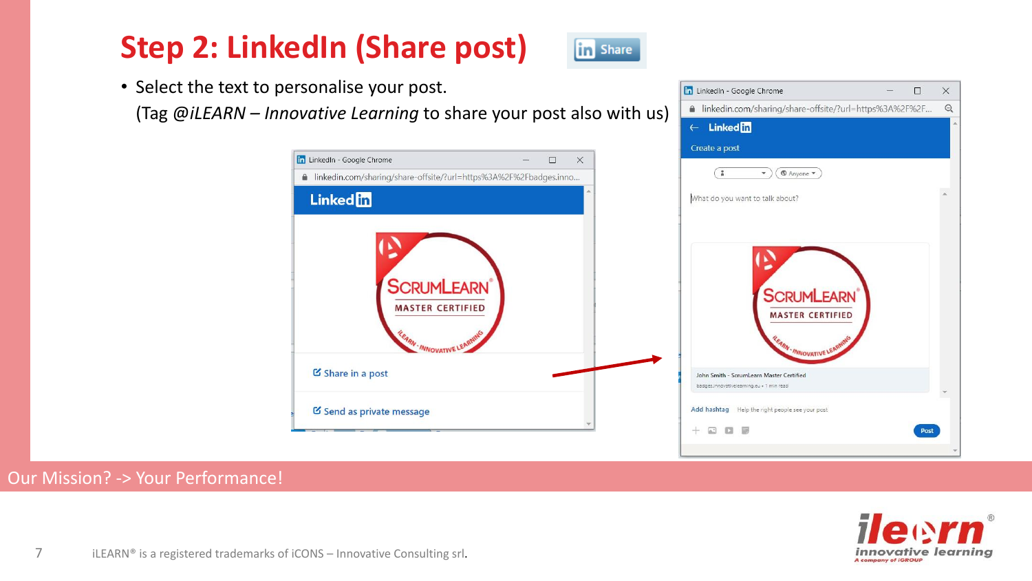# Step 2: LinkedIn (Share post)

- Select the text to personalise your post.
  (Tag *@iLEARN – Innovative Learning* to share your post also with us)

Our Mission? -> Your Performance!

iLEARN® is a registered trademarks of iCONS – Innovative Consulting srl.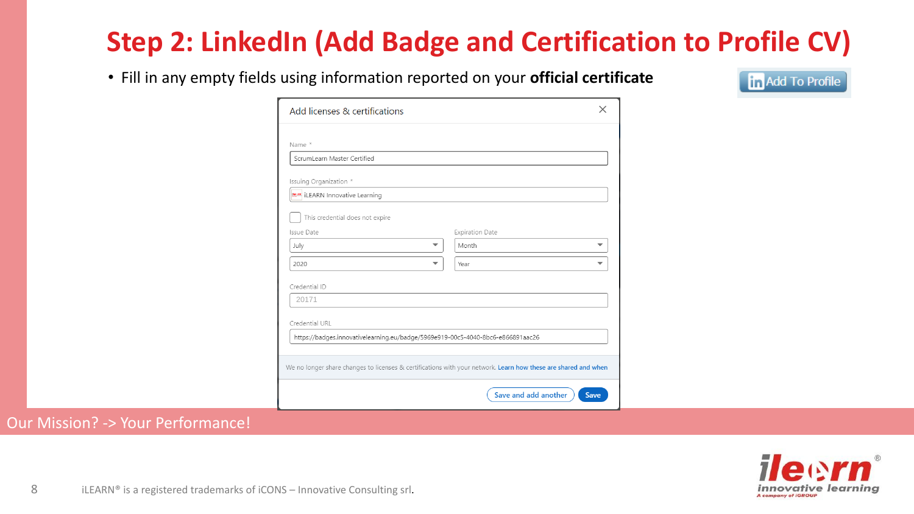# Step 2: LinkedIn (Add Badge and Certification to Profile CV)

- Fill in any empty fields using information reported on your **official certificate**

Add To Profile

Add licenses & certifications

Name *

ScrumLearn Master Certified

Issuing Organization *

iLEARN Innovative Learning

This credential does not expire

Issue Date

July

2020

Expiration Date

Month

Year

Credential ID

20171

Credential URL

https://badges.innovativelearning.eu/badge/5969e919-00c5-4040-8bc6-e866891aac26

We no longer share changes to licenses & certifications with your network. Learn how these are shared and when

Save and add another

Save

Our Mission? -> Your Performance!

iLEARN® is a registered trademarks of iCONS – Innovative Consulting srl.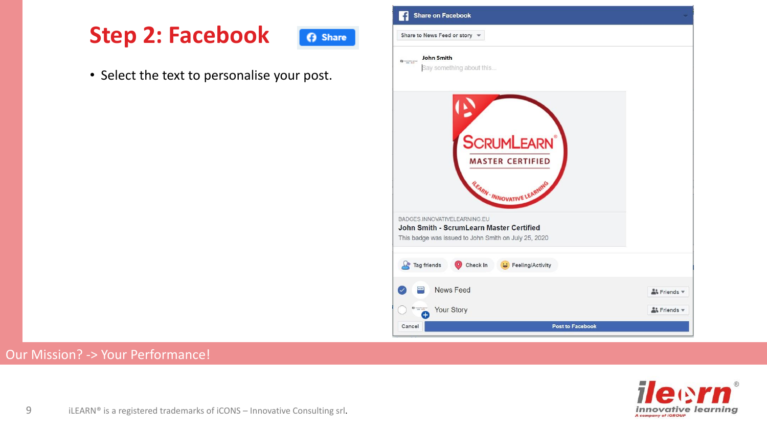# Step 2: Facebook

- Select the text to personalise your post.

Our Mission? -> Your Performance!

iLEARN® is a registered trademarks of iCONS – Innovative Consulting srl.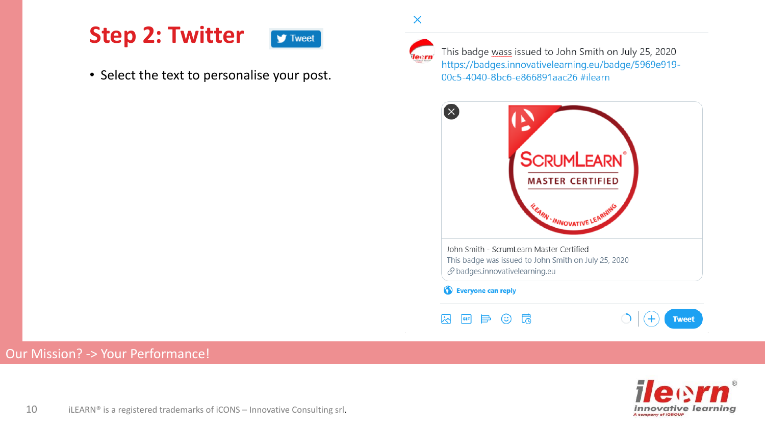## Step 2: Twitter

Tweet

- Select the text to personalise your post.

This badge wass issued to John Smith on July 25, 2020
https://badges.innovativelearning.eu/badge/5969e919-00c5-4040-8bc6-e866891aac26 #ilearn

SCRUMLEARN® MASTER CERTIFIED
ILEARN - INNOVATIVE LEARNING

John Smith - ScrumLearn Master Certified
This badge was issued to John Smith on July 25, 2020
badges.innovativelearning.eu

Everyone can reply

Tweet

Our Mission? -> Your Performance!

iLEARN® is a registered trademarks of iCONS – Innovative Consulting srl.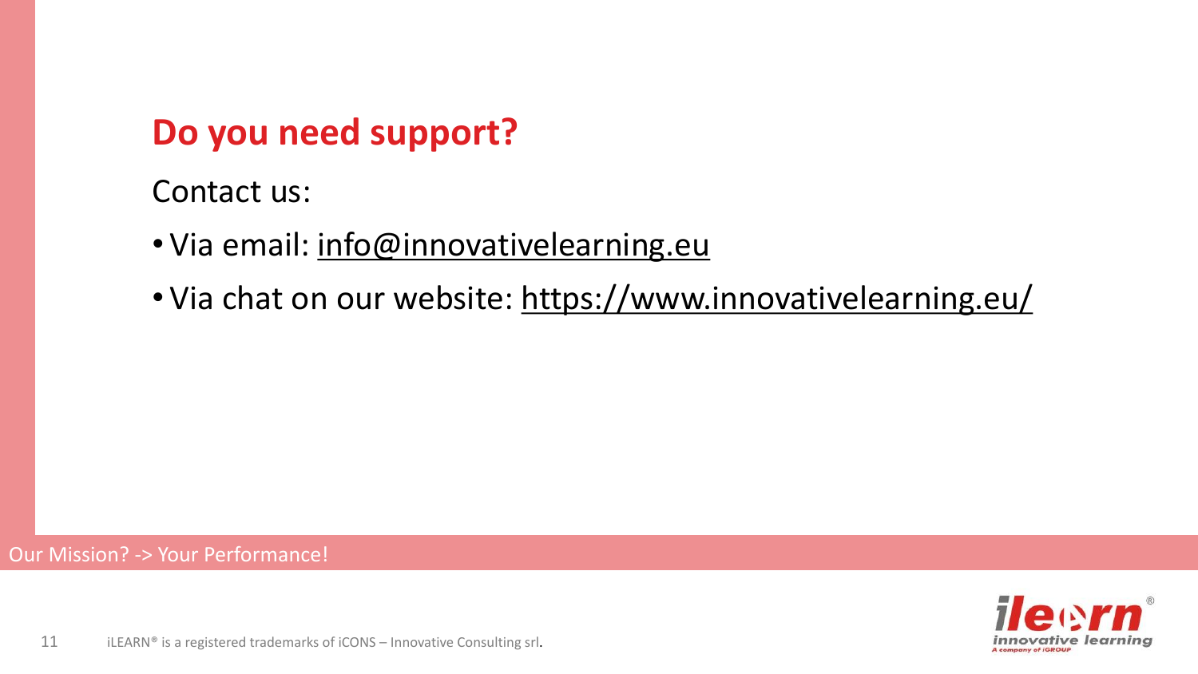## Do you need support?

Contact us:

- Via email: info@innovativelearning.eu
- Via chat on our website: https://www.innovativelearning.eu/

Our Mission? -> Your Performance!

iLEARN® is a registered trademarks of iCONS – Innovative Consulting srl.